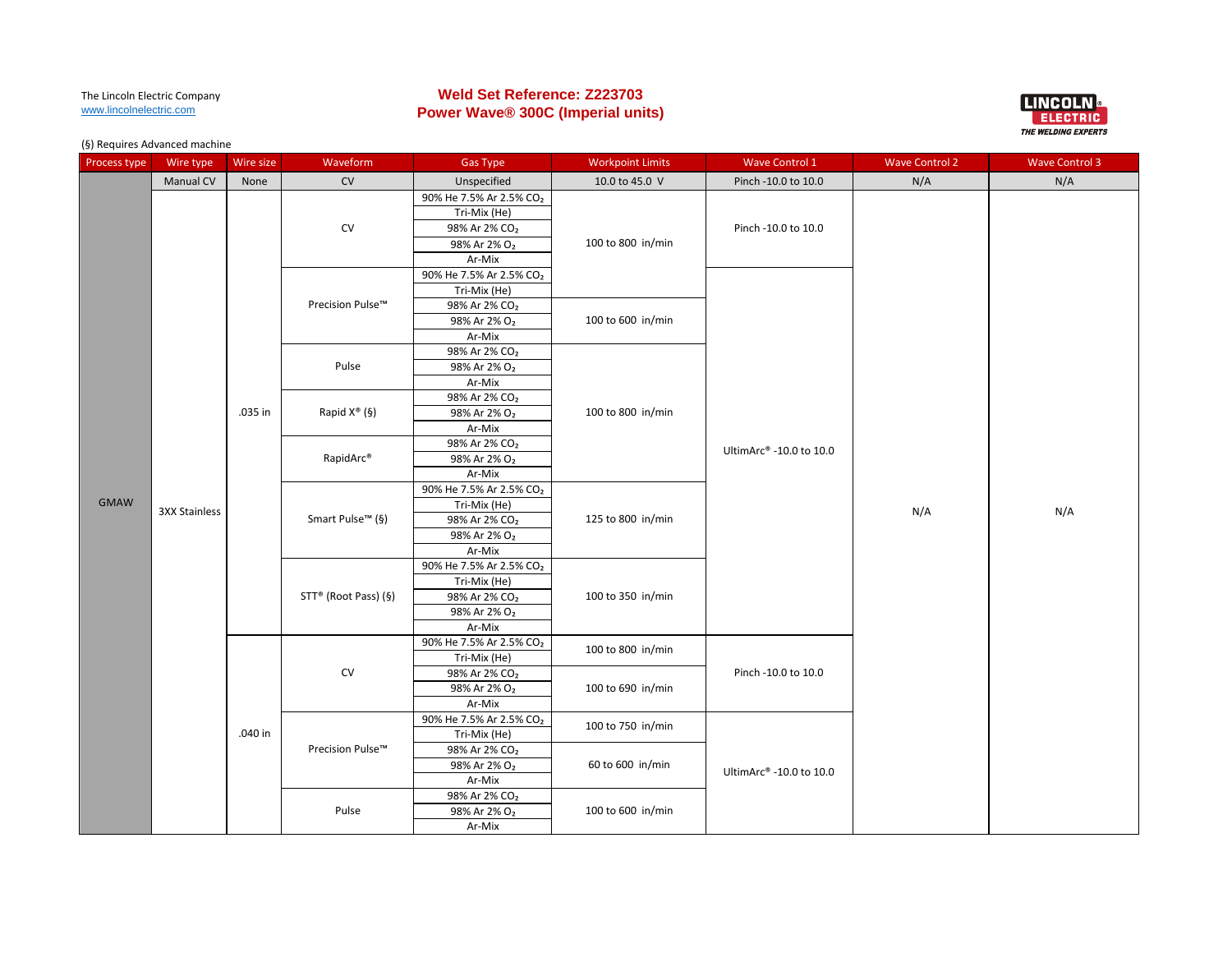The Lincoln Electric Company
www.lincolnelectric.com

# Weld Set Reference: Z223703
## Power Wave® 300C (Imperial units)

(§) Requires Advanced machine

| Process type | Wire type | Wire size | Waveform | Gas Type | Workpoint Limits | Wave Control 1 | Wave Control 2 | Wave Control 3 |
|---|---|---|---|---|---|---|---|---|
| GMAW | Manual CV | None | CV | Unspecified | 10.0 to 45.0 V | Pinch -10.0 to 10.0 | N/A | N/A |
| GMAW | 3XX Stainless | .035 in | CV | 90% He 7.5% Ar 2.5% $CO_2$ | 100 to 800 in/min | Pinch -10.0 to 10.0 | N/A | N/A |
| GMAW | 3XX Stainless | .035 in | CV | Tri-Mix (He) | 100 to 800 in/min | Pinch -10.0 to 10.0 | N/A | N/A |
| GMAW | 3XX Stainless | .035 in | CV | 98% Ar 2% $CO_2$ | 100 to 800 in/min | Pinch -10.0 to 10.0 | N/A | N/A |
| GMAW | 3XX Stainless | .035 in | CV | 98% Ar 2% $O_2$ | 100 to 800 in/min | Pinch -10.0 to 10.0 | N/A | N/A |
| GMAW | 3XX Stainless | .035 in | CV | Ar-Mix | 100 to 800 in/min | Pinch -10.0 to 10.0 | N/A | N/A |
| GMAW | 3XX Stainless | .035 in | Precision Pulse™ | 90% He 7.5% Ar 2.5% $CO_2$ | 100 to 800 in/min | UltimArc® -10.0 to 10.0 | N/A | N/A |
| GMAW | 3XX Stainless | .035 in | Precision Pulse™ | Tri-Mix (He) | 100 to 800 in/min | UltimArc® -10.0 to 10.0 | N/A | N/A |
| GMAW | 3XX Stainless | .035 in | Precision Pulse™ | 98% Ar 2% $CO_2$ | 100 to 600 in/min | UltimArc® -10.0 to 10.0 | N/A | N/A |
| GMAW | 3XX Stainless | .035 in | Precision Pulse™ | 98% Ar 2% $O_2$ | 100 to 600 in/min | UltimArc® -10.0 to 10.0 | N/A | N/A |
| GMAW | 3XX Stainless | .035 in | Precision Pulse™ | Ar-Mix | 100 to 600 in/min | UltimArc® -10.0 to 10.0 | N/A | N/A |
| GMAW | 3XX Stainless | .035 in | Pulse | 98% Ar 2% $CO_2$ | 100 to 800 in/min | UltimArc® -10.0 to 10.0 | N/A | N/A |
| GMAW | 3XX Stainless | .035 in | Pulse | 98% Ar 2% $O_2$ | 100 to 800 in/min | UltimArc® -10.0 to 10.0 | N/A | N/A |
| GMAW | 3XX Stainless | .035 in | Pulse | Ar-Mix | 100 to 800 in/min | UltimArc® -10.0 to 10.0 | N/A | N/A |
| GMAW | 3XX Stainless | .035 in | Rapid X® (§) | 98% Ar 2% $CO_2$ | 100 to 800 in/min | UltimArc® -10.0 to 10.0 | N/A | N/A |
| GMAW | 3XX Stainless | .035 in | Rapid X® (§) | 98% Ar 2% $O_2$ | 100 to 800 in/min | UltimArc® -10.0 to 10.0 | N/A | N/A |
| GMAW | 3XX Stainless | .035 in | Rapid X® (§) | Ar-Mix | 100 to 800 in/min | UltimArc® -10.0 to 10.0 | N/A | N/A |
| GMAW | 3XX Stainless | .035 in | RapidArc® | 98% Ar 2% $CO_2$ | 100 to 800 in/min | UltimArc® -10.0 to 10.0 | N/A | N/A |
| GMAW | 3XX Stainless | .035 in | RapidArc® | 98% Ar 2% $O_2$ | 100 to 800 in/min | UltimArc® -10.0 to 10.0 | N/A | N/A |
| GMAW | 3XX Stainless | .035 in | RapidArc® | Ar-Mix | 100 to 800 in/min | UltimArc® -10.0 to 10.0 | N/A | N/A |
| GMAW | 3XX Stainless | .035 in | Smart Pulse™ (§) | 90% He 7.5% Ar 2.5% $CO_2$ | 125 to 800 in/min | UltimArc® -10.0 to 10.0 | N/A | N/A |
| GMAW | 3XX Stainless | .035 in | Smart Pulse™ (§) | Tri-Mix (He) | 125 to 800 in/min | UltimArc® -10.0 to 10.0 | N/A | N/A |
| GMAW | 3XX Stainless | .035 in | Smart Pulse™ (§) | 98% Ar 2% $CO_2$ | 125 to 800 in/min | UltimArc® -10.0 to 10.0 | N/A | N/A |
| GMAW | 3XX Stainless | .035 in | Smart Pulse™ (§) | 98% Ar 2% $O_2$ | 125 to 800 in/min | UltimArc® -10.0 to 10.0 | N/A | N/A |
| GMAW | 3XX Stainless | .035 in | Smart Pulse™ (§) | Ar-Mix | 125 to 800 in/min | UltimArc® -10.0 to 10.0 | N/A | N/A |
| GMAW | 3XX Stainless | .035 in | STT® (Root Pass) (§) | 90% He 7.5% Ar 2.5% $CO_2$ | 100 to 350 in/min | UltimArc® -10.0 to 10.0 | N/A | N/A |
| GMAW | 3XX Stainless | .035 in | STT® (Root Pass) (§) | Tri-Mix (He) | 100 to 350 in/min | UltimArc® -10.0 to 10.0 | N/A | N/A |
| GMAW | 3XX Stainless | .035 in | STT® (Root Pass) (§) | 98% Ar 2% $CO_2$ | 100 to 350 in/min | UltimArc® -10.0 to 10.0 | N/A | N/A |
| GMAW | 3XX Stainless | .035 in | STT® (Root Pass) (§) | 98% Ar 2% $O_2$ | 100 to 350 in/min | UltimArc® -10.0 to 10.0 | N/A | N/A |
| GMAW | 3XX Stainless | .035 in | STT® (Root Pass) (§) | Ar-Mix | 100 to 350 in/min | UltimArc® -10.0 to 10.0 | N/A | N/A |
| GMAW | 3XX Stainless | .040 in | CV | 90% He 7.5% Ar 2.5% $CO_2$ | 100 to 800 in/min | Pinch -10.0 to 10.0 | N/A | N/A |
| GMAW | 3XX Stainless | .040 in | CV | Tri-Mix (He) | 100 to 800 in/min | Pinch -10.0 to 10.0 | N/A | N/A |
| GMAW | 3XX Stainless | .040 in | CV | 98% Ar 2% $CO_2$ | 100 to 690 in/min | Pinch -10.0 to 10.0 | N/A | N/A |
| GMAW | 3XX Stainless | .040 in | CV | 98% Ar 2% $O_2$ | 100 to 690 in/min | Pinch -10.0 to 10.0 | N/A | N/A |
| GMAW | 3XX Stainless | .040 in | CV | Ar-Mix | 100 to 690 in/min | Pinch -10.0 to 10.0 | N/A | N/A |
| GMAW | 3XX Stainless | .040 in | Precision Pulse™ | 90% He 7.5% Ar 2.5% $CO_2$ | 100 to 750 in/min | UltimArc® -10.0 to 10.0 | N/A | N/A |
| GMAW | 3XX Stainless | .040 in | Precision Pulse™ | Tri-Mix (He) | 100 to 750 in/min | UltimArc® -10.0 to 10.0 | N/A | N/A |
| GMAW | 3XX Stainless | .040 in | Precision Pulse™ | 98% Ar 2% $CO_2$ | 60 to 600 in/min | UltimArc® -10.0 to 10.0 | N/A | N/A |
| GMAW | 3XX Stainless | .040 in | Precision Pulse™ | 98% Ar 2% $O_2$ | 60 to 600 in/min | UltimArc® -10.0 to 10.0 | N/A | N/A |
| GMAW | 3XX Stainless | .040 in | Precision Pulse™ | Ar-Mix | 60 to 600 in/min | UltimArc® -10.0 to 10.0 | N/A | N/A |
| GMAW | 3XX Stainless | .040 in | Pulse | 98% Ar 2% $CO_2$ | 100 to 600 in/min | UltimArc® -10.0 to 10.0 | N/A | N/A |
| GMAW | 3XX Stainless | .040 in | Pulse | 98% Ar 2% $O_2$ | 100 to 600 in/min | UltimArc® -10.0 to 10.0 | N/A | N/A |
| GMAW | 3XX Stainless | .040 in | Pulse | Ar-Mix | 100 to 600 in/min | UltimArc® -10.0 to 10.0 | N/A | N/A |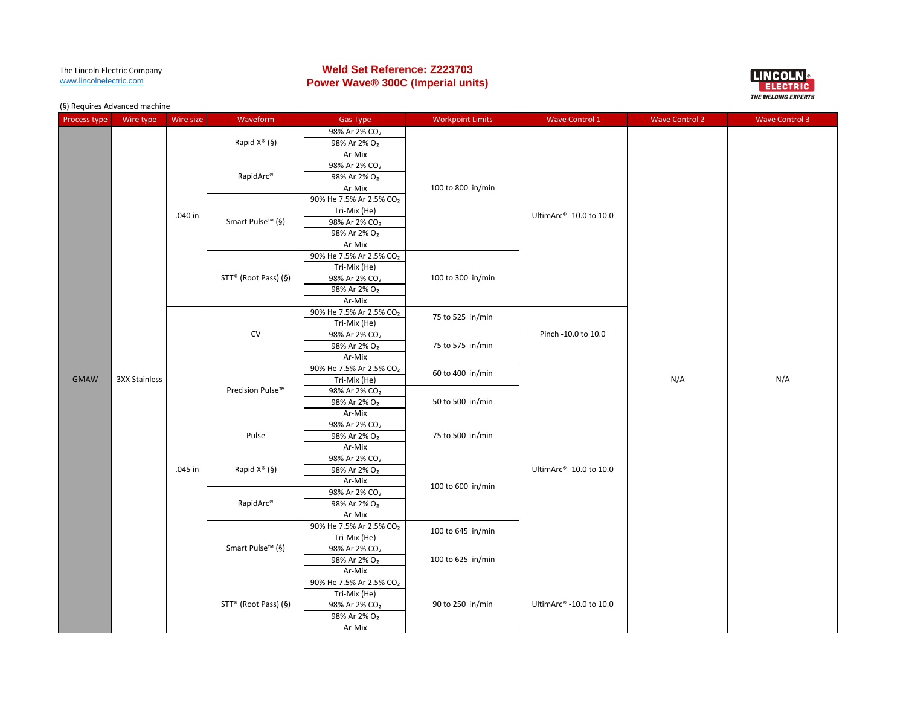The Lincoln Electric Company
www.lincolnelectric.com

# Weld Set Reference: Z223703
## Power Wave® 300C (Imperial units)

(§) Requires Advanced machine

| Process type | Wire type | Wire size | Waveform | Gas Type | Workpoint Limits | Wave Control 1 | Wave Control 2 | Wave Control 3 |
|---|---|---|---|---|---|---|---|---|
| GMAW | 3XX Stainless | .040 in | Rapid X® (§) | 98% Ar 2% $CO_2$ | 100 to 800 in/min | UltimArc® -10.0 to 10.0 | N/A | N/A |
| | | | | 98% Ar 2% $O_2$ | | | | |
| | | | | Ar-Mix | | | | |
| | | | RapidArc® | 98% Ar 2% $CO_2$ | | | | |
| | | | | 98% Ar 2% $O_2$ | | | | |
| | | | | Ar-Mix | | | | |
| | | | Smart Pulse™ (§) | 90% He 7.5% Ar 2.5% $CO_2$ | | | | |
| | | | | Tri-Mix (He) | | | | |
| | | | | 98% Ar 2% $CO_2$ | | | | |
| | | | | 98% Ar 2% $O_2$ | | | | |
| | | | | Ar-Mix | | | | |
| | | | STT® (Root Pass) (§) | 90% He 7.5% Ar 2.5% $CO_2$ | 100 to 300 in/min | | | |
| | | | | Tri-Mix (He) | | | | |
| | | | | 98% Ar 2% $CO_2$ | | | | |
| | | | | 98% Ar 2% $O_2$ | | | | |
| | | | | Ar-Mix | | | | |
| | | .045 in | CV | 90% He 7.5% Ar 2.5% $CO_2$ | 75 to 525 in/min | Pinch -10.0 to 10.0 | | |
| | | | | Tri-Mix (He) | | | | |
| | | | | 98% Ar 2% $CO_2$ | 75 to 575 in/min | | | |
| | | | | 98% Ar 2% $O_2$ | | | | |
| | | | | Ar-Mix | | | | |
| | | | Precision Pulse™ | 90% He 7.5% Ar 2.5% $CO_2$ | 60 to 400 in/min | UltimArc® -10.0 to 10.0 | | |
| | | | | Tri-Mix (He) | | | | |
| | | | | 98% Ar 2% $CO_2$ | 50 to 500 in/min | | | |
| | | | | 98% Ar 2% $O_2$ | | | | |
| | | | | Ar-Mix | | | | |
| | | | Pulse | 98% Ar 2% $CO_2$ | 75 to 500 in/min | | | |
| | | | | 98% Ar 2% $O_2$ | | | | |
| | | | | Ar-Mix | | | | |
| | | | Rapid X® (§) | 98% Ar 2% $CO_2$ | 100 to 600 in/min | | | |
| | | | | 98% Ar 2% $O_2$ | | | | |
| | | | | Ar-Mix | | | | |
| | | | RapidArc® | 98% Ar 2% $CO_2$ | | | | |
| | | | | 98% Ar 2% $O_2$ | | | | |
| | | | | Ar-Mix | | | | |
| | | | Smart Pulse™ (§) | 90% He 7.5% Ar 2.5% $CO_2$ | 100 to 645 in/min | | | |
| | | | | Tri-Mix (He) | | | | |
| | | | | 98% Ar 2% $CO_2$ | 100 to 625 in/min | | | |
| | | | | 98% Ar 2% $O_2$ | | | | |
| | | | | Ar-Mix | | | | |
| | | | STT® (Root Pass) (§) | 90% He 7.5% Ar 2.5% $CO_2$ | 90 to 250 in/min | UltimArc® -10.0 to 10.0 | | |
| | | | | Tri-Mix (He) | | | | |
| | | | | 98% Ar 2% $CO_2$ | | | | |
| | | | | 98% Ar 2% $O_2$ | | | | |
| | | | | Ar-Mix | | | | |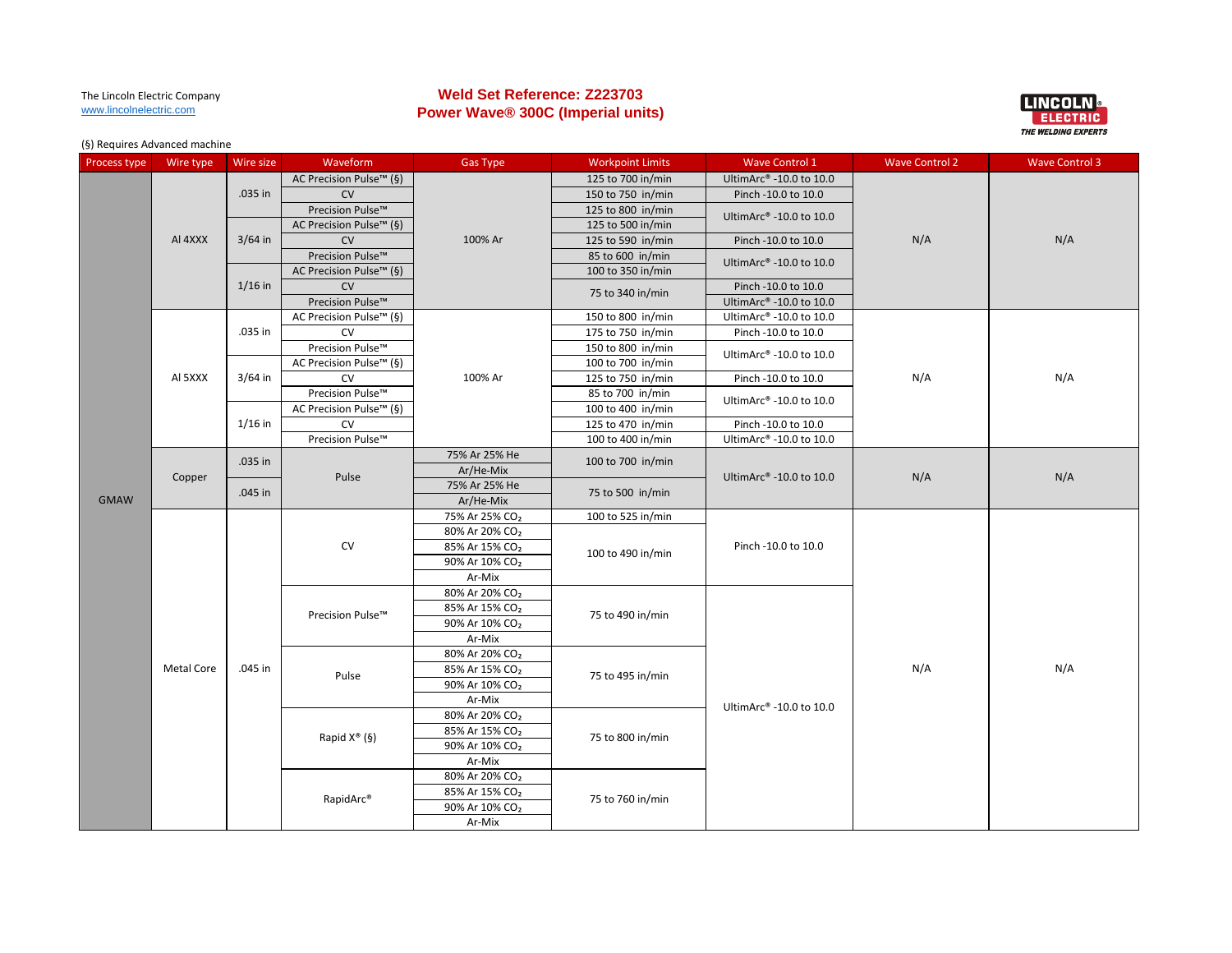The Lincoln Electric Company
www.lincolnelectric.com

# Weld Set Reference: Z223703
## Power Wave® 300C (Imperial units)

(§) Requires Advanced machine

| Process type | Wire type | Wire size | Waveform | Gas Type | Workpoint Limits | Wave Control 1 | Wave Control 2 | Wave Control 3 |
|---|---|---|---|---|---|---|---|---|
| GMAW | Al 4XXX | .035 in | AC Precision Pulse™ (§) | 100% Ar | 125 to 700 in/min | UltimArc® -10.0 to 10.0 | N/A | N/A |
| | | | CV | | 150 to 750 in/min | Pinch -10.0 to 10.0 | | |
| | | | Precision Pulse™ | | 125 to 800 in/min | UltimArc® -10.0 to 10.0 | | |
| | | 3/64 in | AC Precision Pulse™ (§) | | 125 to 500 in/min | | | |
| | | | CV | | 125 to 590 in/min | Pinch -10.0 to 10.0 | | |
| | | | Precision Pulse™ | | 85 to 600 in/min | UltimArc® -10.0 to 10.0 | | |
| | | 1/16 in | AC Precision Pulse™ (§) | | 100 to 350 in/min | | | |
| | | | CV | | 75 to 340 in/min | Pinch -10.0 to 10.0 | | |
| | | | Precision Pulse™ | | | UltimArc® -10.0 to 10.0 | | |
| | Al 5XXX | .035 in | AC Precision Pulse™ (§) | 100% Ar | 150 to 800 in/min | UltimArc® -10.0 to 10.0 | N/A | N/A |
| | | | CV | | 175 to 750 in/min | Pinch -10.0 to 10.0 | | |
| | | | Precision Pulse™ | | 150 to 800 in/min | UltimArc® -10.0 to 10.0 | | |
| | | 3/64 in | AC Precision Pulse™ (§) | | 100 to 700 in/min | | | |
| | | | CV | | 125 to 750 in/min | Pinch -10.0 to 10.0 | | |
| | | | Precision Pulse™ | | 85 to 700 in/min | UltimArc® -10.0 to 10.0 | | |
| | | 1/16 in | AC Precision Pulse™ (§) | | 100 to 400 in/min | | | |
| | | | CV | | 125 to 470 in/min | Pinch -10.0 to 10.0 | | |
| | | | Precision Pulse™ | | 100 to 400 in/min | UltimArc® -10.0 to 10.0 | | |
| | Copper | .035 in | Pulse | 75% Ar 25% He | 100 to 700 in/min | UltimArc® -10.0 to 10.0 | N/A | N/A |
| | | | | Ar/He-Mix | | | | |
| | | .045 in | | 75% Ar 25% He | 75 to 500 in/min | | | |
| | | | | Ar/He-Mix | | | | |
| | Metal Core | .045 in | CV | 75% Ar 25% $CO_2$ | 100 to 525 in/min | Pinch -10.0 to 10.0 | N/A | N/A |
| | | | | 80% Ar 20% $CO_2$ | 100 to 490 in/min | | | |
| | | | | 85% Ar 15% $CO_2$ | | | | |
| | | | | 90% Ar 10% $CO_2$ | | | | |
| | | | | Ar-Mix | | | | |
| | | | Precision Pulse™ | 80% Ar 20% $CO_2$ | 75 to 490 in/min | UltimArc® -10.0 to 10.0 | | |
| | | | | 85% Ar 15% $CO_2$ | | | | |
| | | | | 90% Ar 10% $CO_2$ | | | | |
| | | | | Ar-Mix | | | | |
| | | | Pulse | 80% Ar 20% $CO_2$ | 75 to 495 in/min | | | |
| | | | | 85% Ar 15% $CO_2$ | | | | |
| | | | | 90% Ar 10% $CO_2$ | | | | |
| | | | | Ar-Mix | | | | |
| | | | Rapid X® (§) | 80% Ar 20% $CO_2$ | 75 to 800 in/min | | | |
| | | | | 85% Ar 15% $CO_2$ | | | | |
| | | | | 90% Ar 10% $CO_2$ | | | | |
| | | | | Ar-Mix | | | | |
| | | | RapidArc® | 80% Ar 20% $CO_2$ | 75 to 760 in/min | | | |
| | | | | 85% Ar 15% $CO_2$ | | | | |
| | | | | 90% Ar 10% $CO_2$ | | | | |
| | | | | Ar-Mix | | | | |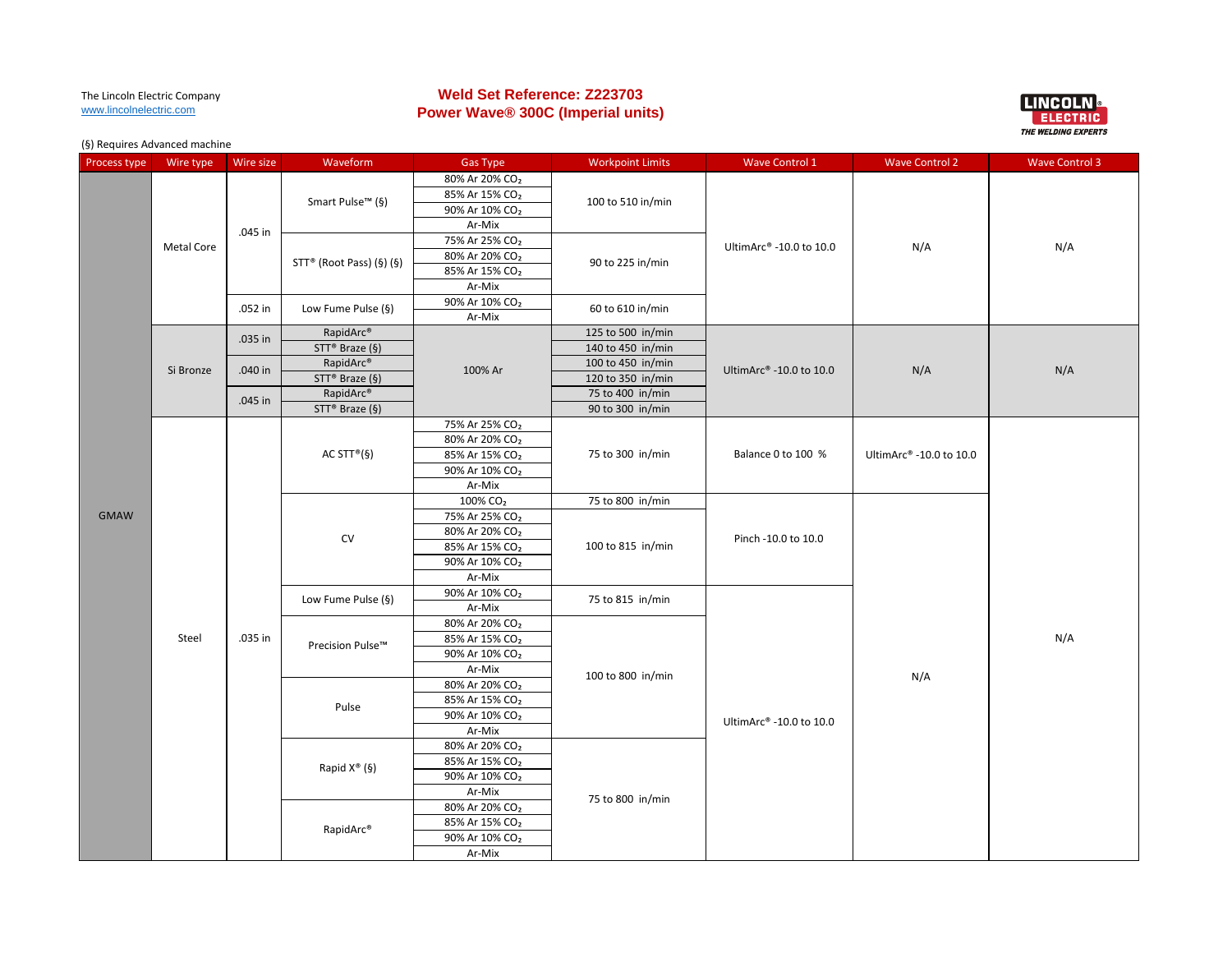The Lincoln Electric Company
www.lincolnelectric.com

# Weld Set Reference: Z223703
## Power Wave® 300C (Imperial units)

LINCOLN ELECTRIC
THE WELDING EXPERTS

(§) Requires Advanced machine

| Process type | Wire type | Wire size | Waveform | Gas Type | Workpoint Limits | Wave Control 1 | Wave Control 2 | Wave Control 3 |
|---|---|---|---|---|---|---|---|---|
| GMAW | Metal Core | .045 in | Smart Pulse™ (§) | 80% Ar 20% $CO_2$ | 100 to 510 in/min | UltimArc® -10.0 to 10.0 | N/A | N/A |
| | | | | 85% Ar 15% $CO_2$ | | | | |
| | | | | 90% Ar 10% $CO_2$ | | | | |
| | | | | Ar-Mix | | | | |
| | | | STT® (Root Pass) (§) (§) | 75% Ar 25% $CO_2$ | 90 to 225 in/min | | | |
| | | | | 80% Ar 20% $CO_2$ | | | | |
| | | | | 85% Ar 15% $CO_2$ | | | | |
| | | | | Ar-Mix | | | | |
| | | .052 in | Low Fume Pulse (§) | 90% Ar 10% $CO_2$ | 60 to 610 in/min | | | |
| | | | | Ar-Mix | | | | |
| | Si Bronze | .035 in | RapidArc® | 100% Ar | 125 to 500 in/min | UltimArc® -10.0 to 10.0 | N/A | N/A |
| | | | STT® Braze (§) | | 140 to 450 in/min | | | |
| | | .040 in | RapidArc® | | 100 to 450 in/min | | | |
| | | | STT® Braze (§) | | 120 to 350 in/min | | | |
| | | .045 in | RapidArc® | | 75 to 400 in/min | | | |
| | | | STT® Braze (§) | | 90 to 300 in/min | | | |
| | Steel | .035 in | AC STT®(§) | 75% Ar 25% $CO_2$ | 75 to 300 in/min | Balance 0 to 100 % | UltimArc® -10.0 to 10.0 | N/A |
| | | | | 80% Ar 20% $CO_2$ | | | | |
| | | | | 85% Ar 15% $CO_2$ | | | | |
| | | | | 90% Ar 10% $CO_2$ | | | | |
| | | | | Ar-Mix | | | | |
| | | | CV | 100% $CO_2$ | 75 to 800 in/min | Pinch -10.0 to 10.0 | N/A | |
| | | | | 75% Ar 25% $CO_2$ | 100 to 815 in/min | | | |
| | | | | 80% Ar 20% $CO_2$ | | | | |
| | | | | 85% Ar 15% $CO_2$ | | | | |
| | | | | 90% Ar 10% $CO_2$ | | | | |
| | | | | Ar-Mix | | | | |
| | | | Low Fume Pulse (§) | 90% Ar 10% $CO_2$ | 75 to 815 in/min | UltimArc® -10.0 to 10.0 | | |
| | | | | Ar-Mix | | | | |
| | | | Precision Pulse™ | 80% Ar 20% $CO_2$ | 100 to 800 in/min | | | |
| | | | | 85% Ar 15% $CO_2$ | | | | |
| | | | | 90% Ar 10% $CO_2$ | | | | |
| | | | | Ar-Mix | | | | |
| | | | Pulse | 80% Ar 20% $CO_2$ | | | | |
| | | | | 85% Ar 15% $CO_2$ | | | | |
| | | | | 90% Ar 10% $CO_2$ | | | | |
| | | | | Ar-Mix | | | | |
| | | | Rapid X® (§) | 80% Ar 20% $CO_2$ | 75 to 800 in/min | | | |
| | | | | 85% Ar 15% $CO_2$ | | | | |
| | | | | 90% Ar 10% $CO_2$ | | | | |
| | | | | Ar-Mix | | | | |
| | | | RapidArc® | 80% Ar 20% $CO_2$ | | | | |
| | | | | 85% Ar 15% $CO_2$ | | | | |
| | | | | 90% Ar 10% $CO_2$ | | | | |
| | | | | Ar-Mix | | | | |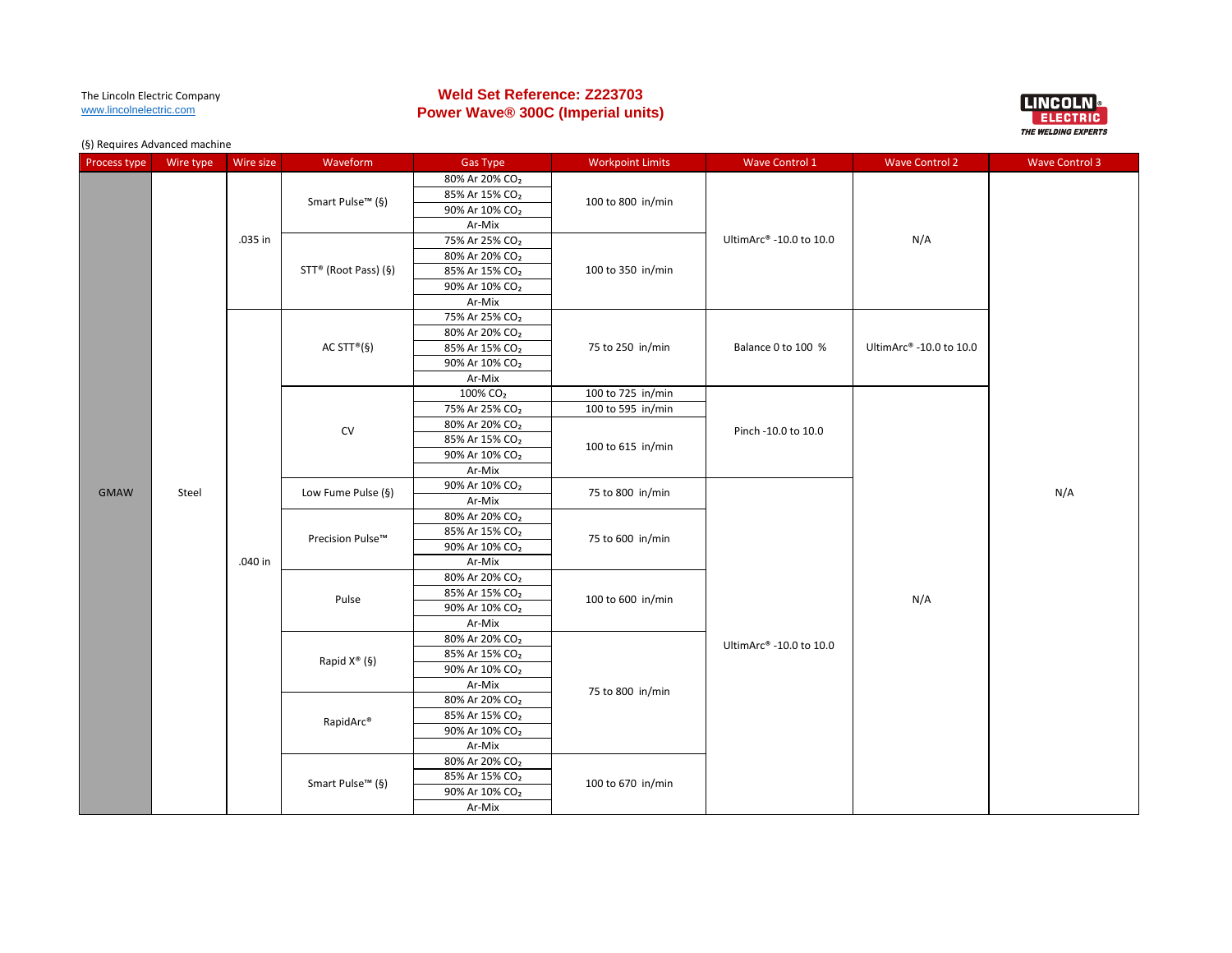The Lincoln Electric Company
www.lincolnelectric.com

**Weld Set Reference: Z223703**
**Power Wave® 300C (Imperial units)**

(§) Requires Advanced machine

| Process type | Wire type | Wire size | Waveform | Gas Type | Workpoint Limits | Wave Control 1 | Wave Control 2 | Wave Control 3 |
|---|---|---|---|---|---|---|---|---|
| GMAW | Steel | .035 in | Smart Pulse™ (§) | 80% Ar 20% $CO_2$ | 100 to 800 in/min | UltimArc® -10.0 to 10.0 | N/A | N/A |
| | | | | 85% Ar 15% $CO_2$ | | | | |
| | | | | 90% Ar 10% $CO_2$ | | | | |
| | | | | Ar-Mix | | | | |
| | | | STT® (Root Pass) (§) | 75% Ar 25% $CO_2$ | 100 to 350 in/min | | | |
| | | | | 80% Ar 20% $CO_2$ | | | | |
| | | | | 85% Ar 15% $CO_2$ | | | | |
| | | | | 90% Ar 10% $CO_2$ | | | | |
| | | | | Ar-Mix | | | | |
| | | .040 in | AC STT®(§) | 75% Ar 25% $CO_2$ | 75 to 250 in/min | Balance 0 to 100 % | UltimArc® -10.0 to 10.0 | |
| | | | | 80% Ar 20% $CO_2$ | | | | |
| | | | | 85% Ar 15% $CO_2$ | | | | |
| | | | | 90% Ar 10% $CO_2$ | | | | |
| | | | | Ar-Mix | | | | |
| | | | CV | 100% $CO_2$ | 100 to 725 in/min | Pinch -10.0 to 10.0 | N/A | |
| | | | | 75% Ar 25% $CO_2$ | 100 to 595 in/min | | | |
| | | | | 80% Ar 20% $CO_2$ | 100 to 615 in/min | | | |
| | | | | 85% Ar 15% $CO_2$ | | | | |
| | | | | 90% Ar 10% $CO_2$ | | | | |
| | | | | Ar-Mix | | | | |
| | | | Low Fume Pulse (§) | 90% Ar 10% $CO_2$ | 75 to 800 in/min | UltimArc® -10.0 to 10.0 | | |
| | | | | Ar-Mix | | | | |
| | | | Precision Pulse™ | 80% Ar 20% $CO_2$ | 75 to 600 in/min | | | |
| | | | | 85% Ar 15% $CO_2$ | | | | |
| | | | | 90% Ar 10% $CO_2$ | | | | |
| | | | | Ar-Mix | | | | |
| | | | Pulse | 80% Ar 20% $CO_2$ | 100 to 600 in/min | | | |
| | | | | 85% Ar 15% $CO_2$ | | | | |
| | | | | 90% Ar 10% $CO_2$ | | | | |
| | | | | Ar-Mix | | | | |
| | | | Rapid X® (§) | 80% Ar 20% $CO_2$ | 75 to 800 in/min | | | |
| | | | | 85% Ar 15% $CO_2$ | | | | |
| | | | | 90% Ar 10% $CO_2$ | | | | |
| | | | | Ar-Mix | | | | |
| | | | RapidArc® | 80% Ar 20% $CO_2$ | | | | |
| | | | | 85% Ar 15% $CO_2$ | | | | |
| | | | | 90% Ar 10% $CO_2$ | | | | |
| | | | | Ar-Mix | | | | |
| | | | Smart Pulse™ (§) | 80% Ar 20% $CO_2$ | 100 to 670 in/min | | | |
| | | | | 85% Ar 15% $CO_2$ | | | | |
| | | | | 90% Ar 10% $CO_2$ | | | | |
| | | | | Ar-Mix | | | | |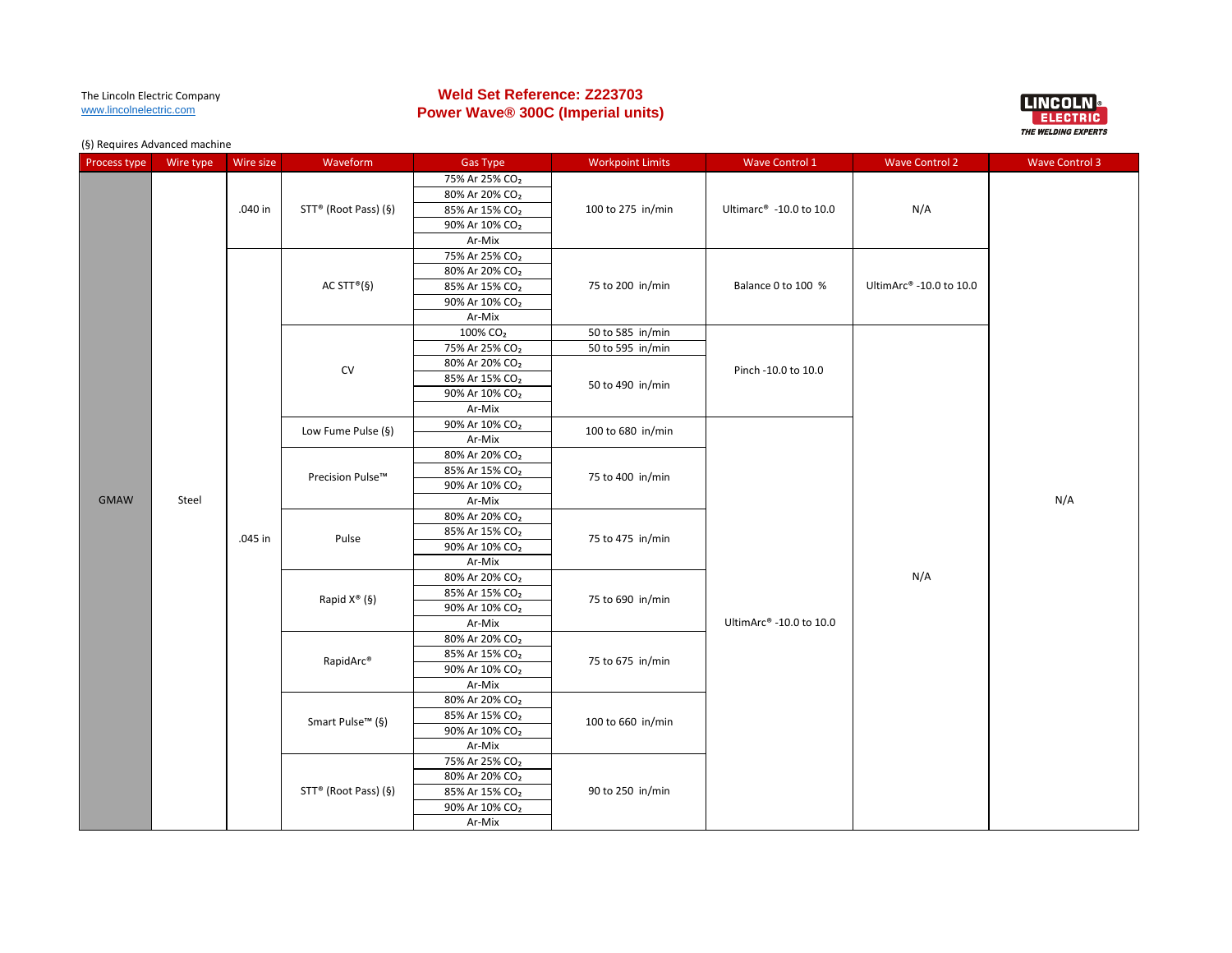The Lincoln Electric Company
www.lincolnelectric.com

# Weld Set Reference: Z223703
# Power Wave® 300C (Imperial units)

(§) Requires Advanced machine

| Process type | Wire type | Wire size | Waveform | Gas Type | Workpoint Limits | Wave Control 1 | Wave Control 2 | Wave Control 3 |
|---|---|---|---|---|---|---|---|---|
| GMAW | Steel | .040 in | STT® (Root Pass) (§) | 75% Ar 25% $CO_2$ | 100 to 275 in/min | Ultimarc® -10.0 to 10.0 | N/A | N/A |
| | | | | 80% Ar 20% $CO_2$ | | | | |
| | | | | 85% Ar 15% $CO_2$ | | | | |
| | | | | 90% Ar 10% $CO_2$ | | | | |
| | | | | Ar-Mix | | | | |
| | | .045 in | AC STT®(§) | 75% Ar 25% $CO_2$ | 75 to 200 in/min | Balance 0 to 100 % | UltimArc® -10.0 to 10.0 | |
| | | | | 80% Ar 20% $CO_2$ | | | | |
| | | | | 85% Ar 15% $CO_2$ | | | | |
| | | | | 90% Ar 10% $CO_2$ | | | | |
| | | | | Ar-Mix | | | | |
| | | | CV | 100% $CO_2$ | 50 to 585 in/min | Pinch -10.0 to 10.0 | N/A | |
| | | | | 75% Ar 25% $CO_2$ | 50 to 595 in/min | | | |
| | | | | 80% Ar 20% $CO_2$ | 50 to 490 in/min | | | |
| | | | | 85% Ar 15% $CO_2$ | | | | |
| | | | | 90% Ar 10% $CO_2$ | | | | |
| | | | | Ar-Mix | | | | |
| | | | Low Fume Pulse (§) | 90% Ar 10% $CO_2$ | 100 to 680 in/min | UltimArc® -10.0 to 10.0 | | |
| | | | | Ar-Mix | | | | |
| | | | Precision Pulse™ | 80% Ar 20% $CO_2$ | 75 to 400 in/min | | | |
| | | | | 85% Ar 15% $CO_2$ | | | | |
| | | | | 90% Ar 10% $CO_2$ | | | | |
| | | | | Ar-Mix | | | | |
| | | | Pulse | 80% Ar 20% $CO_2$ | 75 to 475 in/min | | | |
| | | | | 85% Ar 15% $CO_2$ | | | | |
| | | | | 90% Ar 10% $CO_2$ | | | | |
| | | | | Ar-Mix | | | | |
| | | | Rapid X® (§) | 80% Ar 20% $CO_2$ | 75 to 690 in/min | | | |
| | | | | 85% Ar 15% $CO_2$ | | | | |
| | | | | 90% Ar 10% $CO_2$ | | | | |
| | | | | Ar-Mix | | | | |
| | | | RapidArc® | 80% Ar 20% $CO_2$ | 75 to 675 in/min | | | |
| | | | | 85% Ar 15% $CO_2$ | | | | |
| | | | | 90% Ar 10% $CO_2$ | | | | |
| | | | | Ar-Mix | | | | |
| | | | Smart Pulse™ (§) | 80% Ar 20% $CO_2$ | 100 to 660 in/min | | | |
| | | | | 85% Ar 15% $CO_2$ | | | | |
| | | | | 90% Ar 10% $CO_2$ | | | | |
| | | | | Ar-Mix | | | | |
| | | | STT® (Root Pass) (§) | 75% Ar 25% $CO_2$ | 90 to 250 in/min | | | |
| | | | | 80% Ar 20% $CO_2$ | | | | |
| | | | | 85% Ar 15% $CO_2$ | | | | |
| | | | | 90% Ar 10% $CO_2$ | | | | |
| | | | | Ar-Mix | | | | |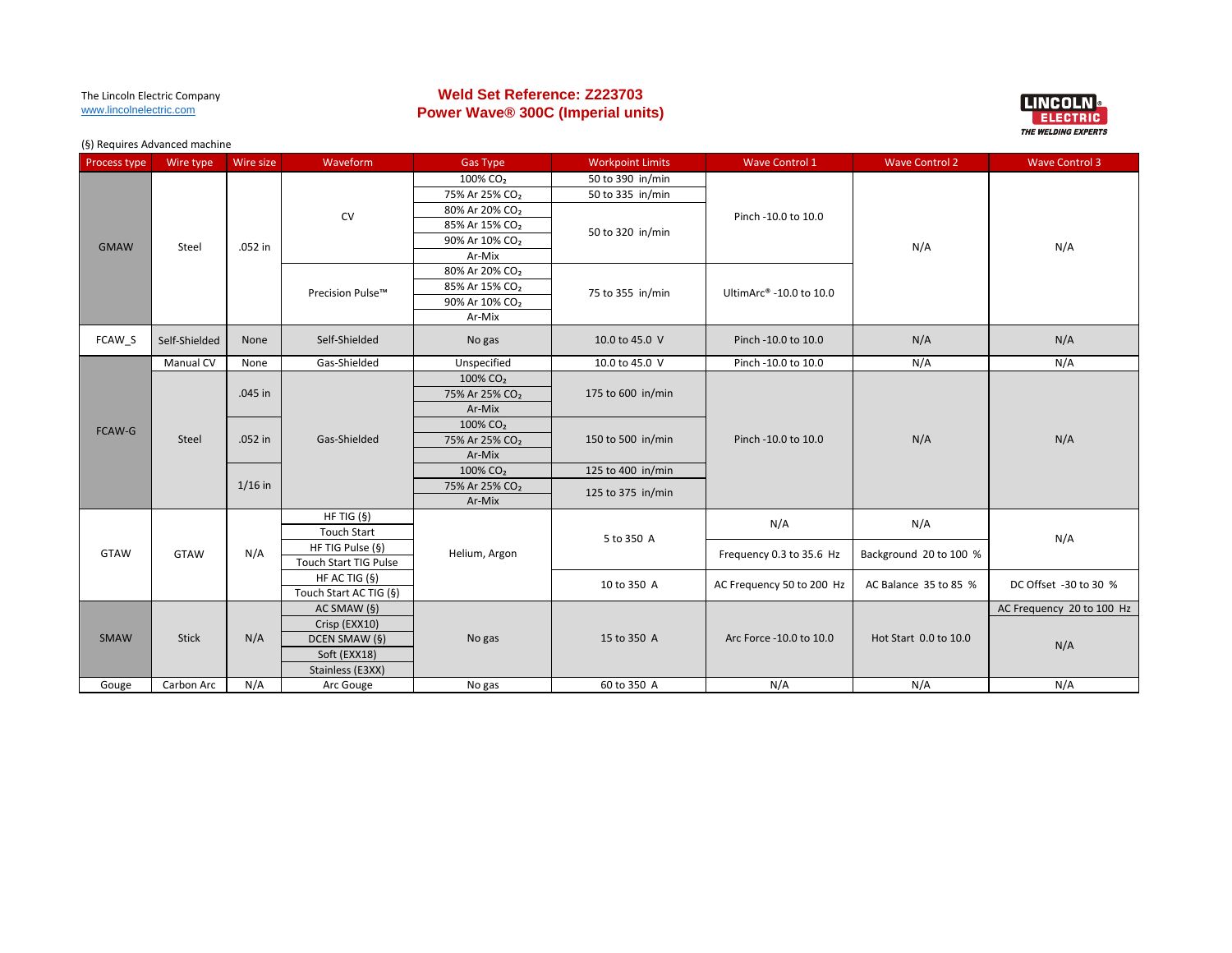The Lincoln Electric Company
www.lincolnelectric.com

# Weld Set Reference: Z223703
## Power Wave® 300C (Imperial units)

LINCOLN ELECTRIC
THE WELDING EXPERTS

(§) Requires Advanced machine

| Process type | Wire type | Wire size | Waveform | Gas Type | Workpoint Limits | Wave Control 1 | Wave Control 2 | Wave Control 3 |
|---|---|---|---|---|---|---|---|---|
| GMAW | Steel | .052 in | CV | 100% $CO_2$ | 50 to 390 in/min | Pinch -10.0 to 10.0 | N/A | N/A |
| | | | | 75% Ar 25% $CO_2$ | 50 to 335 in/min | | | |
| | | | | 80% Ar 20% $CO_2$ | 50 to 320 in/min | | | |
| | | | | 85% Ar 15% $CO_2$ | | | | |
| | | | | 90% Ar 10% $CO_2$ | | | | |
| | | | | Ar-Mix | | | | |
| | | | Precision Pulse™ | 80% Ar 20% $CO_2$ | 75 to 355 in/min | UltimArc® -10.0 to 10.0 | | |
| | | | | 85% Ar 15% $CO_2$ | | | | |
| | | | | 90% Ar 10% $CO_2$ | | | | |
| | | | | Ar-Mix | | | | |
| FCAW_S | Self-Shielded | None | Self-Shielded | No gas | 10.0 to 45.0 V | Pinch -10.0 to 10.0 | N/A | N/A |
| FCAW-G | Manual CV | None | Gas-Shielded | Unspecified | 10.0 to 45.0 V | Pinch -10.0 to 10.0 | N/A | N/A |
| | Steel | .045 in | Gas-Shielded | 100% $CO_2$ | 175 to 600 in/min | Pinch -10.0 to 10.0 | N/A | N/A |
| | | | | 75% Ar 25% $CO_2$ | | | | |
| | | | | Ar-Mix | | | | |
| | | .052 in | | 100% $CO_2$ | 150 to 500 in/min | | | |
| | | | | 75% Ar 25% $CO_2$ | | | | |
| | | | | Ar-Mix | | | | |
| | | 1/16 in | | 100% $CO_2$ | 125 to 400 in/min | | | |
| | | | | 75% Ar 25% $CO_2$ | 125 to 375 in/min | | | |
| | | | | Ar-Mix | | | | |
| GTAW | GTAW | N/A | HF TIG (§) | Helium, Argon | 5 to 350 A | N/A | N/A | N/A |
| | | | Touch Start | | | | | |
| | | | HF TIG Pulse (§) | | | Frequency 0.3 to 35.6 Hz | Background 20 to 100 % | |
| | | | Touch Start TIG Pulse | | | | | |
| | | | HF AC TIG (§) | | 10 to 350 A | AC Frequency 50 to 200 Hz | AC Balance 35 to 85 % | DC Offset -30 to 30 % |
| | | | Touch Start AC TIG (§) | | | | | |
| SMAW | Stick | N/A | AC SMAW (§) | No gas | 15 to 350 A | Arc Force -10.0 to 10.0 | Hot Start 0.0 to 10.0 | AC Frequency 20 to 100 Hz |
| | | | Crisp (EXX10) | | | | | N/A |
| | | | DCEN SMAW (§) | | | | | |
| | | | Soft (EXX18) | | | | | |
| | | | Stainless (E3XX) | | | | | |
| Gouge | Carbon Arc | N/A | Arc Gouge | No gas | 60 to 350 A | N/A | N/A | N/A |